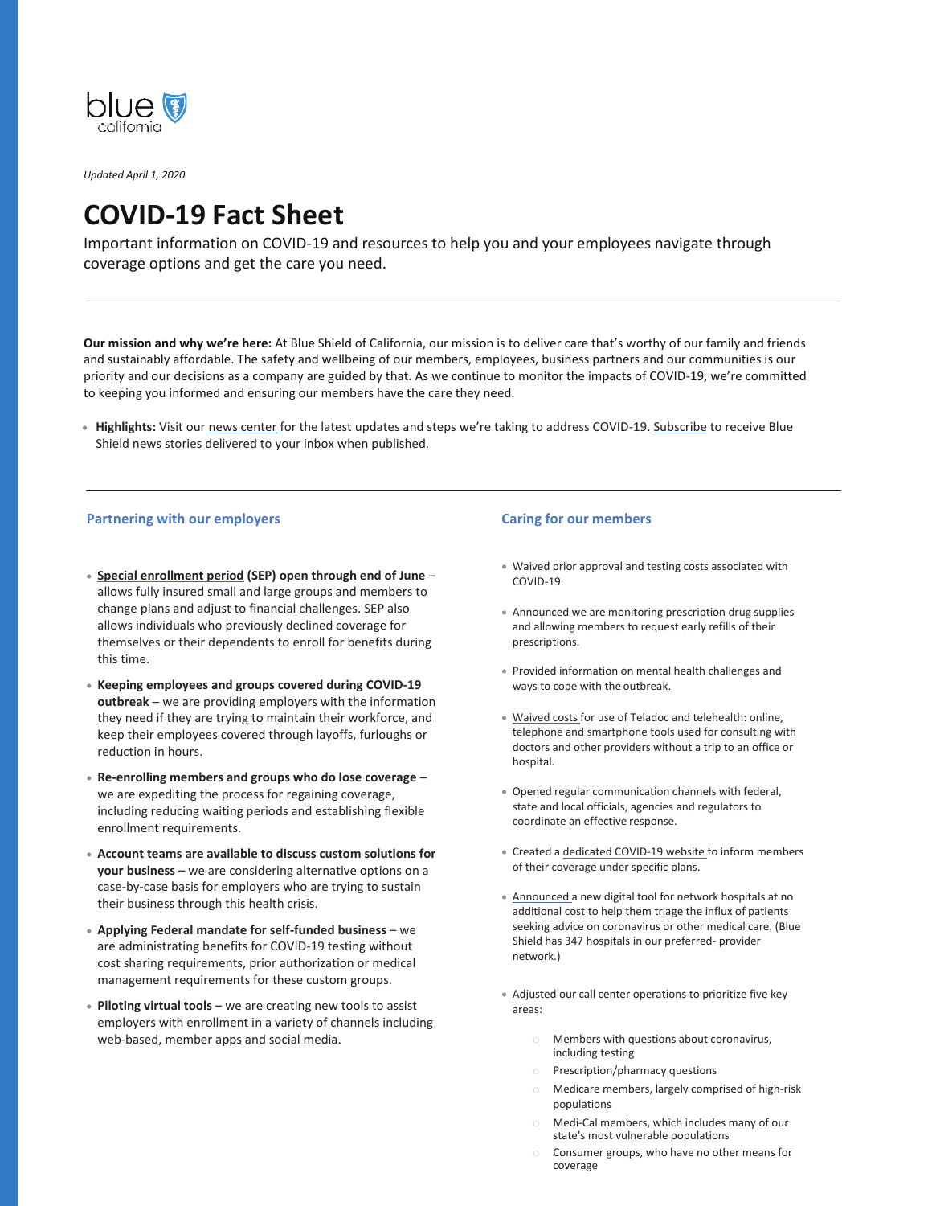blue california

*Updated April 1, 2020*

# COVID-19 Fact Sheet

Important information on COVID-19 and resources to help you and your employees navigate through coverage options and get the care you need.

---

**Our mission and why we're here:** At Blue Shield of California, our mission is to deliver care that's worthy of our family and friends and sustainably affordable. The safety and wellbeing of our members, employees, business partners and our communities is our priority and our decisions as a company are guided by that. As we continue to monitor the impacts of COVID-19, we're committed to keeping you informed and ensuring our members have the care they need.

- **Highlights:** Visit our news center for the latest updates and steps we're taking to address COVID-19. Subscribe to receive Blue Shield news stories delivered to your inbox when published.

---

## Partnering with our employers

- **Special enrollment period (SEP) open through end of June** – allows fully insured small and large groups and members to change plans and adjust to financial challenges. SEP also allows individuals who previously declined coverage for themselves or their dependents to enroll for benefits during this time.
- **Keeping employees and groups covered during COVID-19 outbreak** – we are providing employers with the information they need if they are trying to maintain their workforce, and keep their employees covered through layoffs, furloughs or reduction in hours.
- **Re-enrolling members and groups who do lose coverage** – we are expediting the process for regaining coverage, including reducing waiting periods and establishing flexible enrollment requirements.
- **Account teams are available to discuss custom solutions for your business** – we are considering alternative options on a case-by-case basis for employers who are trying to sustain their business through this health crisis.
- **Applying Federal mandate for self-funded business** – we are administrating benefits for COVID-19 testing without cost sharing requirements, prior authorization or medical management requirements for these custom groups.
- **Piloting virtual tools** – we are creating new tools to assist employers with enrollment in a variety of channels including web-based, member apps and social media.

## Caring for our members

- Waived prior approval and testing costs associated with COVID-19.
- Announced we are monitoring prescription drug supplies and allowing members to request early refills of their prescriptions.
- Provided information on mental health challenges and ways to cope with the outbreak.
- Waived costs for use of Teladoc and telehealth: online, telephone and smartphone tools used for consulting with doctors and other providers without a trip to an office or hospital.
- Opened regular communication channels with federal, state and local officials, agencies and regulators to coordinate an effective response.
- Created a dedicated COVID-19 website to inform members of their coverage under specific plans.
- Announced a new digital tool for network hospitals at no additional cost to help them triage the influx of patients seeking advice on coronavirus or other medical care. (Blue Shield has 347 hospitals in our preferred- provider network.)
- Adjusted our call center operations to prioritize five key areas:
  - Members with questions about coronavirus, including testing
  - Prescription/pharmacy questions
  - Medicare members, largely comprised of high-risk populations
  - Medi-Cal members, which includes many of our state's most vulnerable populations
  - Consumer groups, who have no other means for coverage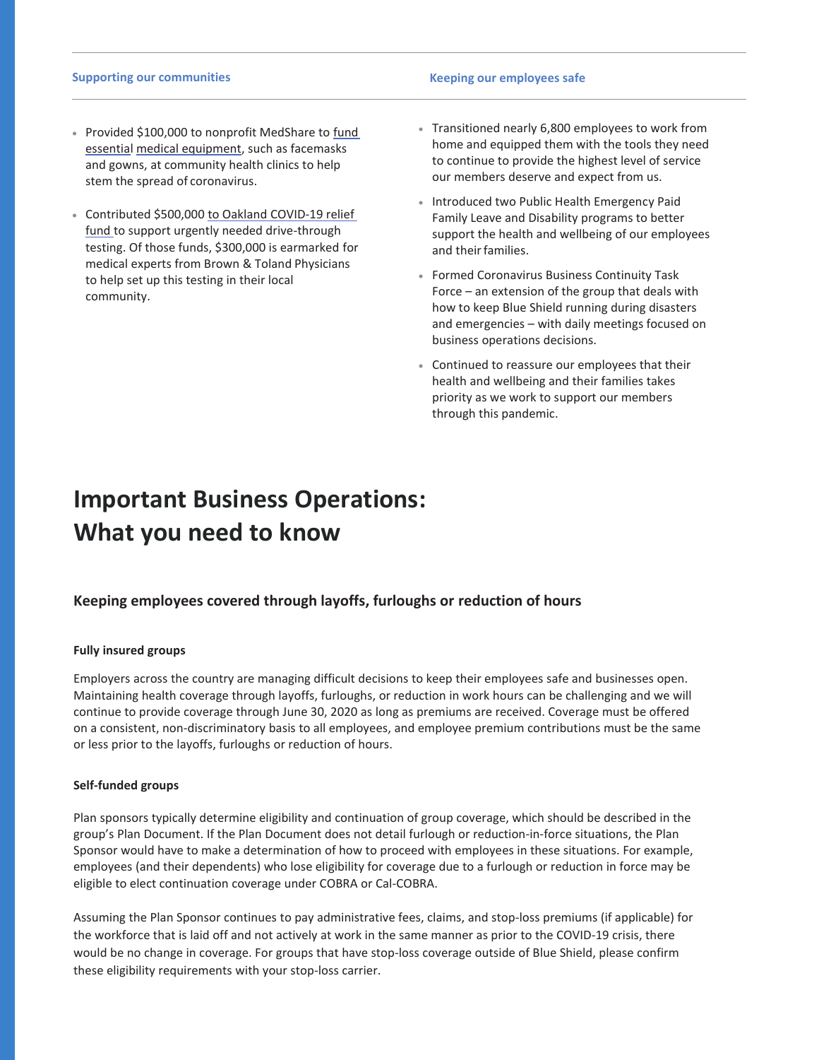### Supporting our communities

- Provided $100,000 to nonprofit MedShare to fund essential medical equipment, such as facemasks and gowns, at community health clinics to help stem the spread of coronavirus.
- Contributed $500,000 to Oakland COVID-19 relief fund to support urgently needed drive-through testing. Of those funds, $300,000 is earmarked for medical experts from Brown & Toland Physicians to help set up this testing in their local community.

### Keeping our employees safe

- Transitioned nearly 6,800 employees to work from home and equipped them with the tools they need to continue to provide the highest level of service our members deserve and expect from us.
- Introduced two Public Health Emergency Paid Family Leave and Disability programs to better support the health and wellbeing of our employees and their families.
- Formed Coronavirus Business Continuity Task Force – an extension of the group that deals with how to keep Blue Shield running during disasters and emergencies – with daily meetings focused on business operations decisions.
- Continued to reassure our employees that their health and wellbeing and their families takes priority as we work to support our members through this pandemic.

# Important Business Operations: What you need to know

## Keeping employees covered through layoffs, furloughs or reduction of hours

**Fully insured groups**

Employers across the country are managing difficult decisions to keep their employees safe and businesses open. Maintaining health coverage through layoffs, furloughs, or reduction in work hours can be challenging and we will continue to provide coverage through June 30, 2020 as long as premiums are received. Coverage must be offered on a consistent, non-discriminatory basis to all employees, and employee premium contributions must be the same or less prior to the layoffs, furloughs or reduction of hours.

**Self-funded groups**

Plan sponsors typically determine eligibility and continuation of group coverage, which should be described in the group's Plan Document. If the Plan Document does not detail furlough or reduction-in-force situations, the Plan Sponsor would have to make a determination of how to proceed with employees in these situations. For example, employees (and their dependents) who lose eligibility for coverage due to a furlough or reduction in force may be eligible to elect continuation coverage under COBRA or Cal-COBRA.

Assuming the Plan Sponsor continues to pay administrative fees, claims, and stop-loss premiums (if applicable) for the workforce that is laid off and not actively at work in the same manner as prior to the COVID-19 crisis, there would be no change in coverage. For groups that have stop-loss coverage outside of Blue Shield, please confirm these eligibility requirements with your stop-loss carrier.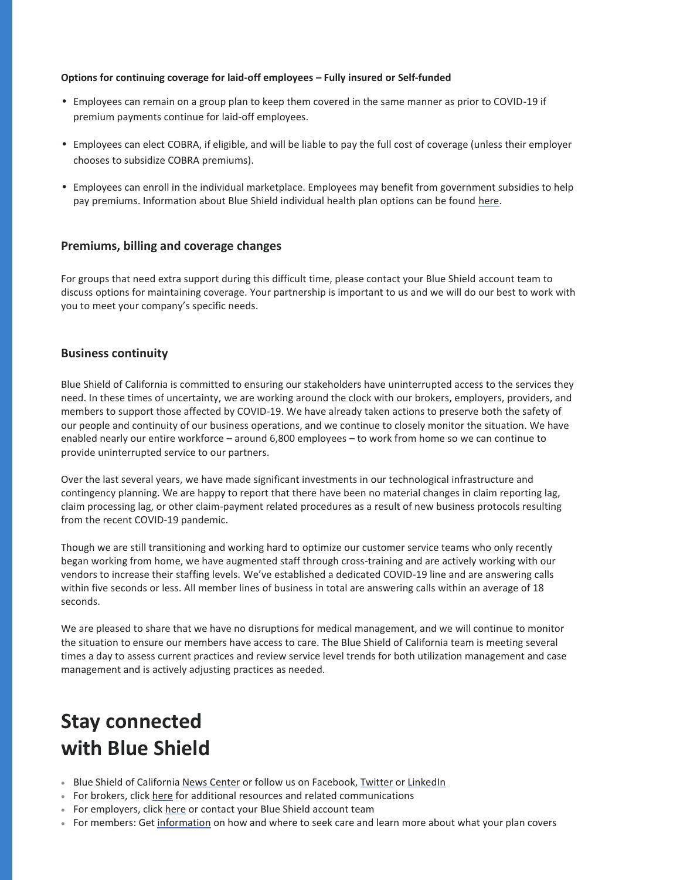**Options for continuing coverage for laid-off employees – Fully insured or Self-funded**

- Employees can remain on a group plan to keep them covered in the same manner as prior to COVID-19 if premium payments continue for laid-off employees.
- Employees can elect COBRA, if eligible, and will be liable to pay the full cost of coverage (unless their employer chooses to subsidize COBRA premiums).
- Employees can enroll in the individual marketplace. Employees may benefit from government subsidies to help pay premiums. Information about Blue Shield individual health plan options can be found here.

## Premiums, billing and coverage changes

For groups that need extra support during this difficult time, please contact your Blue Shield account team to discuss options for maintaining coverage. Your partnership is important to us and we will do our best to work with you to meet your company's specific needs.

## Business continuity

Blue Shield of California is committed to ensuring our stakeholders have uninterrupted access to the services they need. In these times of uncertainty, we are working around the clock with our brokers, employers, providers, and members to support those affected by COVID-19. We have already taken actions to preserve both the safety of our people and continuity of our business operations, and we continue to closely monitor the situation. We have enabled nearly our entire workforce – around 6,800 employees – to work from home so we can continue to provide uninterrupted service to our partners.

Over the last several years, we have made significant investments in our technological infrastructure and contingency planning. We are happy to report that there have been no material changes in claim reporting lag, claim processing lag, or other claim-payment related procedures as a result of new business protocols resulting from the recent COVID-19 pandemic.

Though we are still transitioning and working hard to optimize our customer service teams who only recently began working from home, we have augmented staff through cross-training and are actively working with our vendors to increase their staffing levels. We've established a dedicated COVID-19 line and are answering calls within five seconds or less. All member lines of business in total are answering calls within an average of 18 seconds.

We are pleased to share that we have no disruptions for medical management, and we will continue to monitor the situation to ensure our members have access to care. The Blue Shield of California team is meeting several times a day to assess current practices and review service level trends for both utilization management and case management and is actively adjusting practices as needed.

# Stay connected with Blue Shield

- Blue Shield of California News Center or follow us on Facebook, Twitter or LinkedIn
- For brokers, click here for additional resources and related communications
- For employers, click here or contact your Blue Shield account team
- For members: Get information on how and where to seek care and learn more about what your plan covers